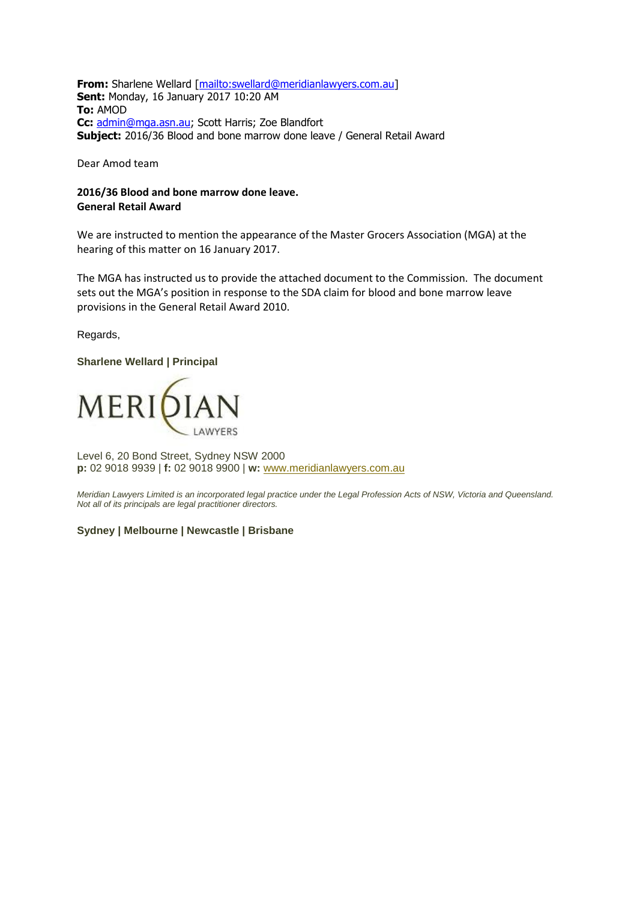**From:** Sharlene Wellard [mailto:swellard@meridianlawyers.com.au]
**Sent:** Monday, 16 January 2017 10:20 AM
**To:** AMOD
**Cc:** admin@mga.asn.au; Scott Harris; Zoe Blandfort
**Subject:** 2016/36 Blood and bone marrow done leave / General Retail Award

Dear Amod team

**2016/36 Blood and bone marrow done leave.**
**General Retail Award**

We are instructed to mention the appearance of the Master Grocers Association (MGA) at the hearing of this matter on 16 January 2017.

The MGA has instructed us to provide the attached document to the Commission. The document sets out the MGA's position in response to the SDA claim for blood and bone marrow leave provisions in the General Retail Award 2010.

Regards,

**Sharlene Wellard | Principal**

MERIDIAN LAWYERS

Level 6, 20 Bond Street, Sydney NSW 2000
**p:** 02 9018 9939 | **f:** 02 9018 9900 | **w:** www.meridianlawyers.com.au

*Meridian Lawyers Limited is an incorporated legal practice under the Legal Profession Acts of NSW, Victoria and Queensland. Not all of its principals are legal practitioner directors.*

**Sydney | Melbourne | Newcastle | Brisbane**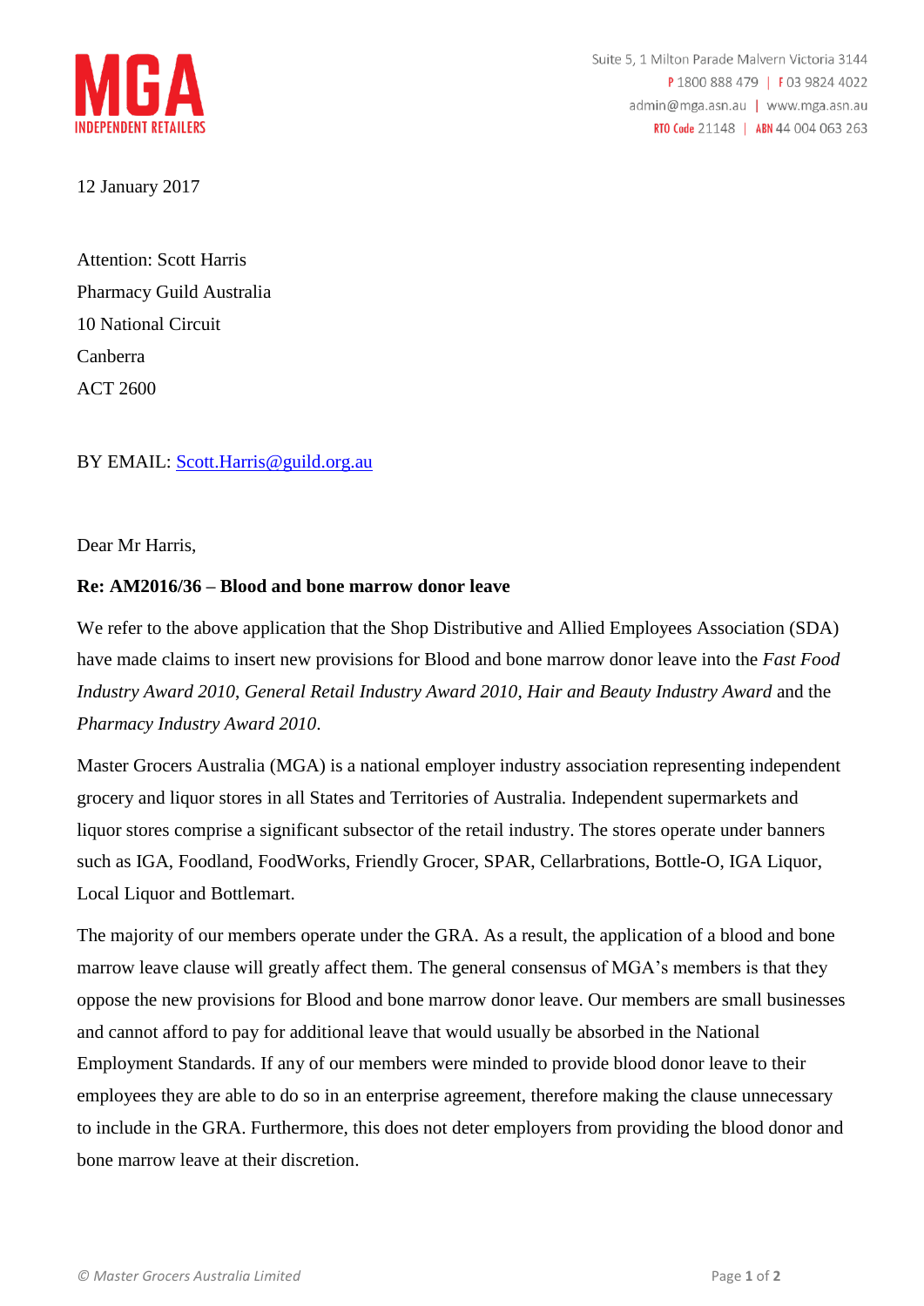12 January 2017

Attention: Scott Harris
Pharmacy Guild Australia
10 National Circuit
Canberra
ACT 2600

BY EMAIL: Scott.Harris@guild.org.au

Dear Mr Harris,

**Re: AM2016/36 – Blood and bone marrow donor leave**

We refer to the above application that the Shop Distributive and Allied Employees Association (SDA) have made claims to insert new provisions for Blood and bone marrow donor leave into the *Fast Food Industry Award 2010*, *General Retail Industry Award 2010*, *Hair and Beauty Industry Award* and the *Pharmacy Industry Award 2010*.

Master Grocers Australia (MGA) is a national employer industry association representing independent grocery and liquor stores in all States and Territories of Australia. Independent supermarkets and liquor stores comprise a significant subsector of the retail industry. The stores operate under banners such as IGA, Foodland, FoodWorks, Friendly Grocer, SPAR, Cellarbrations, Bottle-O, IGA Liquor, Local Liquor and Bottlemart.

The majority of our members operate under the GRA. As a result, the application of a blood and bone marrow leave clause will greatly affect them. The general consensus of MGA's members is that they oppose the new provisions for Blood and bone marrow donor leave. Our members are small businesses and cannot afford to pay for additional leave that would usually be absorbed in the National Employment Standards. If any of our members were minded to provide blood donor leave to their employees they are able to do so in an enterprise agreement, therefore making the clause unnecessary to include in the GRA. Furthermore, this does not deter employers from providing the blood donor and bone marrow leave at their discretion.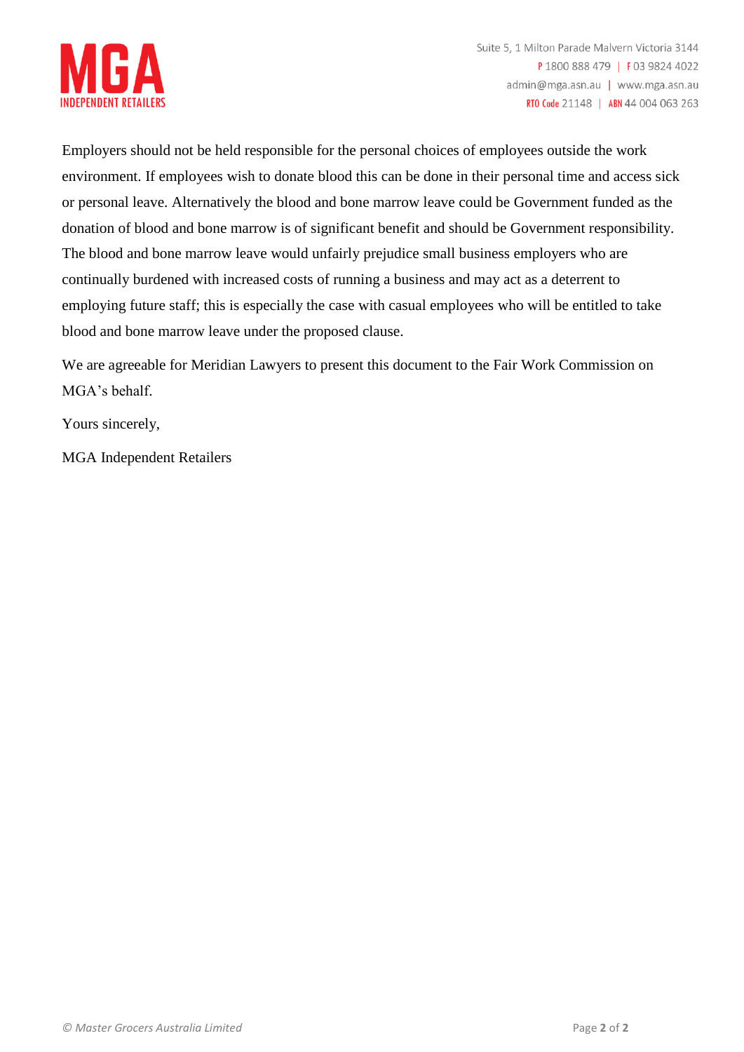Employers should not be held responsible for the personal choices of employees outside the work environment. If employees wish to donate blood this can be done in their personal time and access sick or personal leave. Alternatively the blood and bone marrow leave could be Government funded as the donation of blood and bone marrow is of significant benefit and should be Government responsibility. The blood and bone marrow leave would unfairly prejudice small business employers who are continually burdened with increased costs of running a business and may act as a deterrent to employing future staff; this is especially the case with casual employees who will be entitled to take blood and bone marrow leave under the proposed clause.

We are agreeable for Meridian Lawyers to present this document to the Fair Work Commission on MGA's behalf.

Yours sincerely,

MGA Independent Retailers